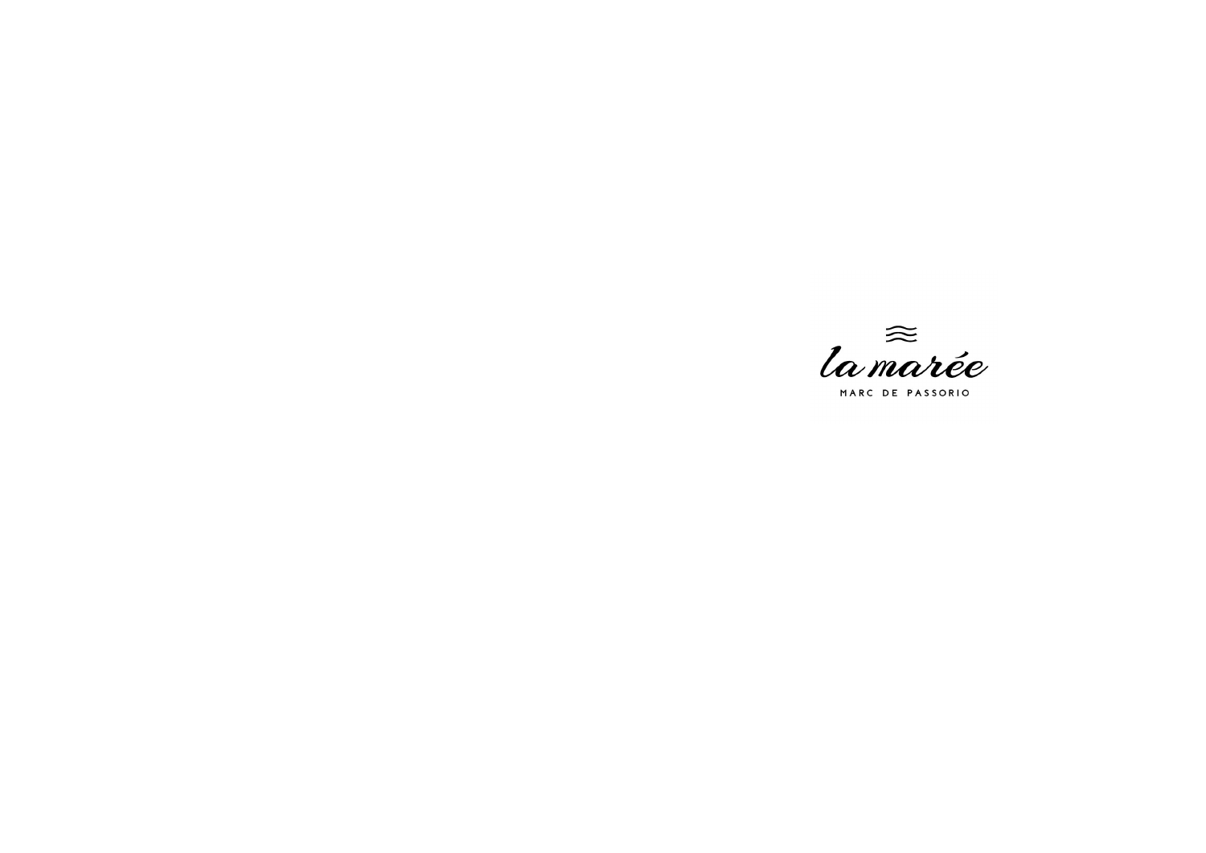# la marée

MARC DE PASSORIO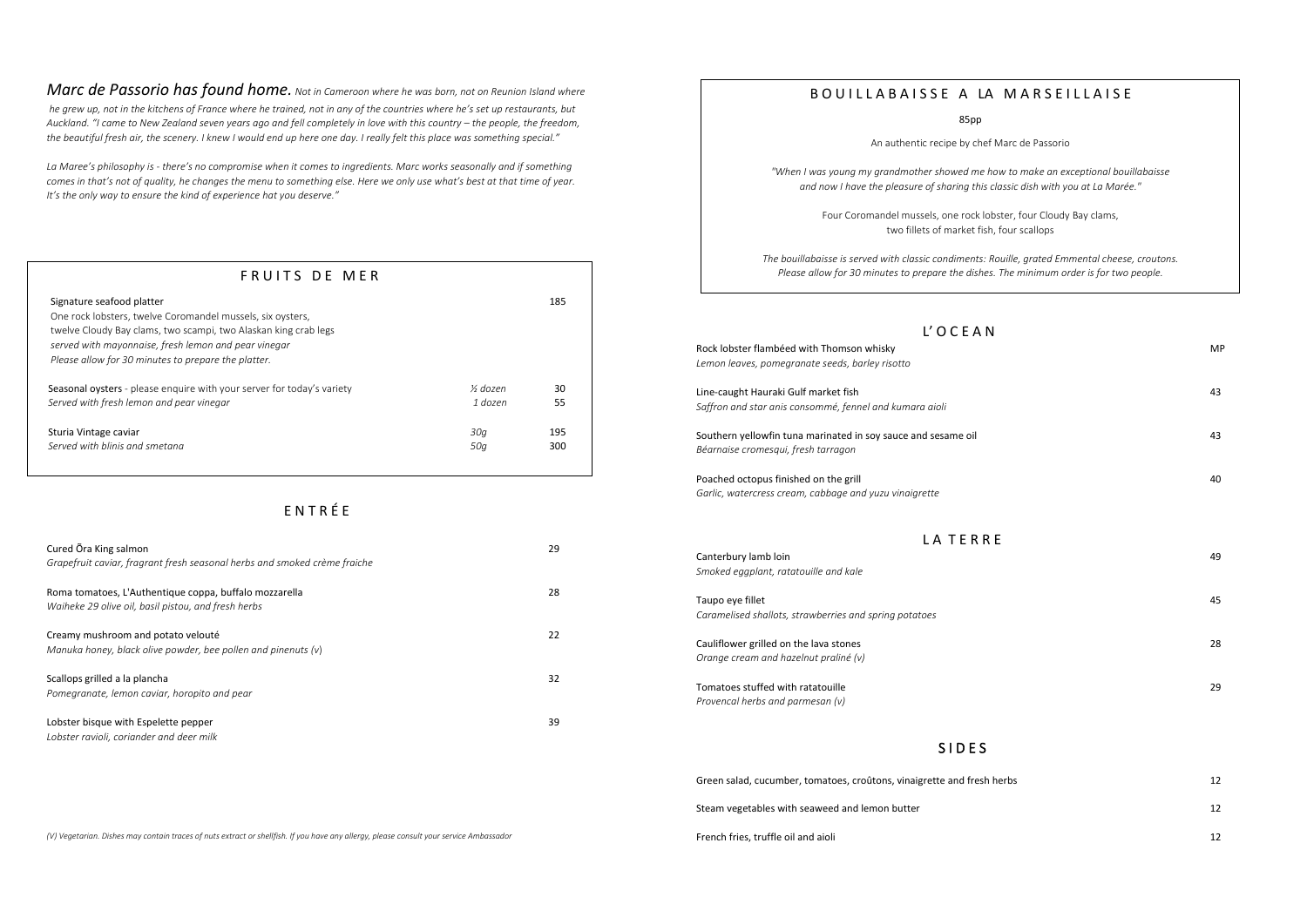*Marc de Passorio has found home. Not in Cameroon where he was born, not on Reunion Island where he grew up, not in the kitchens of France where he trained, not in any of the countries where he's set up restaurants, but Auckland. "I came to New Zealand seven years ago and fell completely in love with this country – the people, the freedom, the beautiful fresh air, the scenery. I knew I would end up here one day. I really felt this place was something special."*

*La Maree's philosophy is - there's no compromise when it comes to ingredients. Marc works seasonally and if something comes in that's not of quality, he changes the menu to something else. Here we only use what's best at that time of year. It's the only way to ensure the kind of experience hat you deserve."*

## FRUITS DE MER

| | | |
|---|---|---|
| Signature seafood platter<br>One rock lobsters, twelve Coromandel mussels, six oysters, twelve Cloudy Bay clams, two scampi, two Alaskan king crab legs<br>*served with mayonnaise, fresh lemon and pear vinegar*<br>*Please allow for 30 minutes to prepare the platter.* | | 185 |
| Seasonal oysters - please enquire with your server for today's variety<br>*Served with fresh lemon and pear vinegar* | *½ dozen* | 30 |
| | *1 dozen* | 55 |
| Sturia Vintage caviar<br>*Served with blinis and smetana* | *30g* | 195 |
| | *50g* | 300 |

## ENTRÉE

| | |
|---|---|
| Cured Ōra King salmon<br>*Grapefruit caviar, fragrant fresh seasonal herbs and smoked crème fraiche* | 29 |
| Roma tomatoes, L'Authentique coppa, buffalo mozzarella<br>*Waiheke 29 olive oil, basil pistou, and fresh herbs* | 28 |
| Creamy mushroom and potato velouté<br>*Manuka honey, black olive powder, bee pollen and pinenuts (v)* | 22 |
| Scallops grilled a la plancha<br>*Pomegranate, lemon caviar, horopito and pear* | 32 |
| Lobster bisque with Espelette pepper<br>*Lobster ravioli, coriander and deer milk* | 39 |

*(V) Vegetarian. Dishes may contain traces of nuts extract or shellfish. If you have any allergy, please consult your service Ambassador*

## BOUILLABAISSE A LA MARSEILLAISE

85pp

An authentic recipe by chef Marc de Passorio

*"When I was young my grandmother showed me how to make an exceptional bouillabaisse and now I have the pleasure of sharing this classic dish with you at La Marée."*

Four Coromandel mussels, one rock lobster, four Cloudy Bay clams, two fillets of market fish, four scallops

*The bouillabaisse is served with classic condiments: Rouille, grated Emmental cheese, croutons. Please allow for 30 minutes to prepare the dishes. The minimum order is for two people.*

## L'OCEAN

| | |
|---|---|
| Rock lobster flambéed with Thomson whisky<br>*Lemon leaves, pomegranate seeds, barley risotto* | MP |
| Line-caught Hauraki Gulf market fish<br>*Saffron and star anis consommé, fennel and kumara aioli* | 43 |
| Southern yellowfin tuna marinated in soy sauce and sesame oil<br>*Béarnaise cromesqui, fresh tarragon* | 43 |
| Poached octopus finished on the grill<br>*Garlic, watercress cream, cabbage and yuzu vinaigrette* | 40 |

## LA TERRE

| | |
|---|---|
| Canterbury lamb loin<br>*Smoked eggplant, ratatouille and kale* | 49 |
| Taupo eye fillet<br>*Caramelised shallots, strawberries and spring potatoes* | 45 |
| Cauliflower grilled on the lava stones<br>*Orange cream and hazelnut praliné (v)* | 28 |
| Tomatoes stuffed with ratatouille<br>*Provencal herbs and parmesan (v)* | 29 |

## SIDES

| | |
|---|---|
| Green salad, cucumber, tomatoes, croûtons, vinaigrette and fresh herbs | 12 |
| Steam vegetables with seaweed and lemon butter | 12 |
| French fries, truffle oil and aioli | 12 |